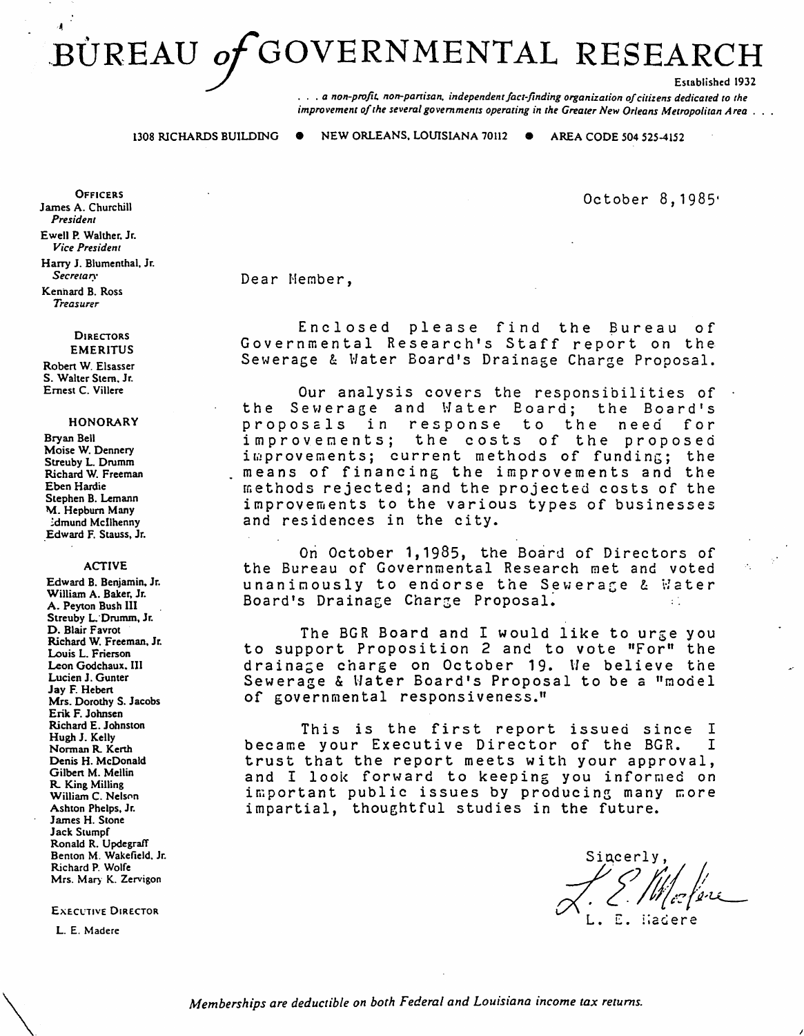# BUREAU *of* GOVERNMENTAL RESEARCH

Established 1932

*. . . a non-profit, non-partisan, independent fact-finding organization of citizens dedicated to the improvement of the several governments operating in the Greater New Orleans Metropolitan Area . . .*

1308 RICHARDS BUILDING • NEW ORLEANS, LOUISIANA 70112 • AREA CODE 504 525-4152

**OFFICERS**

James A. Churchill
*President*

Ewell P. Walther, Jr.
*Vice President*

Harry J. Blumenthal, Jr.
*Secretary*

Kennard B. Ross
*Treasurer*

**DIRECTORS EMERITUS**

Robert W. Elsasser
S. Walter Stern, Jr.
Ernest C. Villere

**HONORARY**

Bryan Bell
Moise W. Dennery
Streuby L. Drumm
Richard W. Freeman
Eben Hardie
Stephen B. Lemann
M. Hepburn Many
Edmund McIlhenny
Edward F. Stauss, Jr.

**ACTIVE**

Edward B. Benjamin, Jr.
William A. Baker, Jr.
A. Peyton Bush III
Streuby L. Drumm, Jr.
D. Blair Favrot
Richard W. Freeman, Jr.
Louis L. Frierson
Leon Godchaux, III
Lucien J. Gunter
Jay F. Hebert
Mrs. Dorothy S. Jacobs
Erik F. Johnsen
Richard E. Johnston
Hugh J. Kelly
Norman R. Kerth
Denis H. McDonald
Gilbert M. Mellin
R. King Milling
William C. Nelson
Ashton Phelps, Jr.
James H. Stone
Jack Stumpf
Ronald R. Updegraff
Benton M. Wakefield, Jr.
Richard P. Wolfe
Mrs. Mary K. Zervigon

**EXECUTIVE DIRECTOR**

L. E. Madere

October 8, 1985

Dear Member,

Enclosed please find the Bureau of Governmental Research's Staff report on the Sewerage & Water Board's Drainage Charge Proposal.

Our analysis covers the responsibilities of the Sewerage and Water Board; the Board's proposals in response to the need for improvements; the costs of the proposed improvements; current methods of funding; the means of financing the improvements and the methods rejected; and the projected costs of the improvements to the various types of businesses and residences in the city.

On October 1, 1985, the Board of Directors of the Bureau of Governmental Research met and voted unanimously to endorse the Sewerage & Water Board's Drainage Charge Proposal.

The BGR Board and I would like to urge you to support Proposition 2 and to vote "For" the drainage charge on October 19. We believe the Sewerage & Water Board's Proposal to be a "model of governmental responsiveness."

This is the first report issued since I became your Executive Director of the BGR. I trust that the report meets with your approval, and I look forward to keeping you informed on important public issues by producing many more impartial, thoughtful studies in the future.

Sincerly,

L. E. Madere

*Memberships are deductible on both Federal and Louisiana income tax returns.*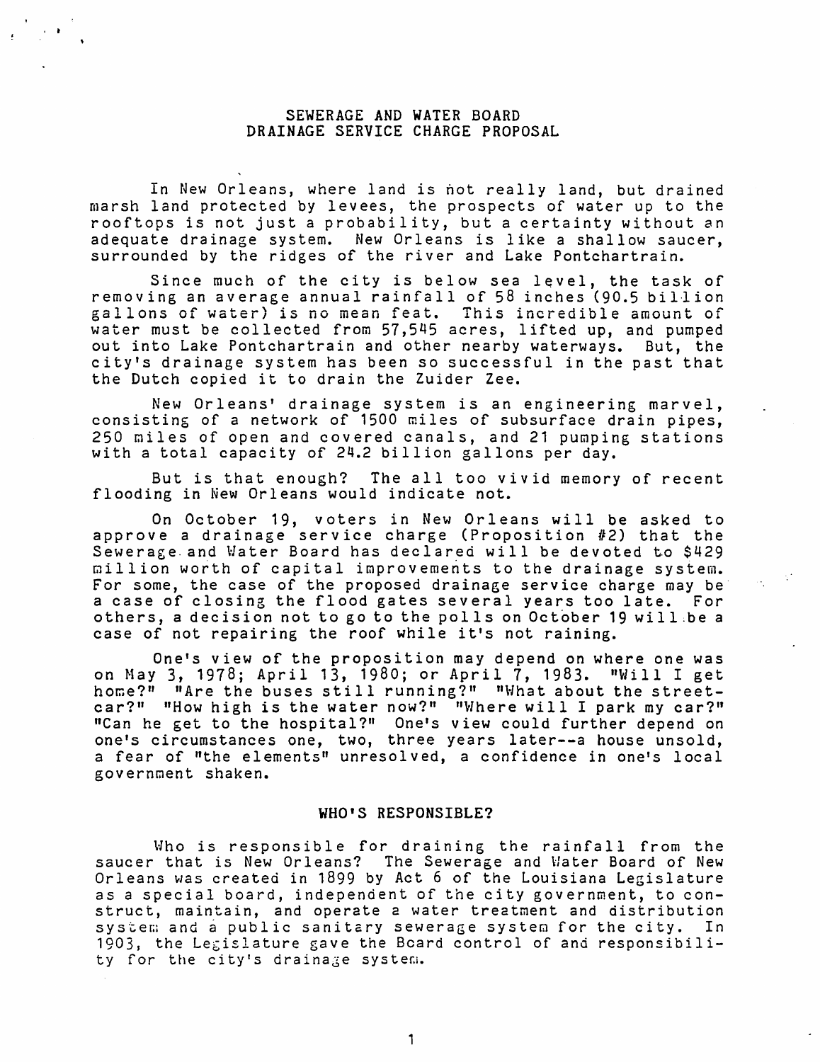# SEWERAGE AND WATER BOARD
# DRAINAGE SERVICE CHARGE PROPOSAL

In New Orleans, where land is not really land, but drained marsh land protected by levees, the prospects of water up to the rooftops is not just a probability, but a certainty without an adequate drainage system. New Orleans is like a shallow saucer, surrounded by the ridges of the river and Lake Pontchartrain.

Since much of the city is below sea level, the task of removing an average annual rainfall of 58 inches (90.5 billion gallons of water) is no mean feat. This incredible amount of water must be collected from 57,545 acres, lifted up, and pumped out into Lake Pontchartrain and other nearby waterways. But, the city's drainage system has been so successful in the past that the Dutch copied it to drain the Zuider Zee.

New Orleans' drainage system is an engineering marvel, consisting of a network of 1500 miles of subsurface drain pipes, 250 miles of open and covered canals, and 21 pumping stations with a total capacity of 24.2 billion gallons per day.

But is that enough? The all too vivid memory of recent flooding in New Orleans would indicate not.

On October 19, voters in New Orleans will be asked to approve a drainage service charge (Proposition #2) that the Sewerage and Water Board has declared will be devoted to $429 million worth of capital improvements to the drainage system. For some, the case of the proposed drainage service charge may be a case of closing the flood gates several years too late. For others, a decision not to go to the polls on October 19 will be a case of not repairing the roof while it's not raining.

One's view of the proposition may depend on where one was on May 3, 1978; April 13, 1980; or April 7, 1983. "Will I get home?" "Are the buses still running?" "What about the streetcar?" "How high is the water now?" "Where will I park my car?" "Can he get to the hospital?" One's view could further depend on one's circumstances one, two, three years later--a house unsold, a fear of "the elements" unresolved, a confidence in one's local government shaken.

## WHO'S RESPONSIBLE?

Who is responsible for draining the rainfall from the saucer that is New Orleans? The Sewerage and Water Board of New Orleans was created in 1899 by Act 6 of the Louisiana Legislature as a special board, independent of the city government, to construct, maintain, and operate a water treatment and distribution system and a public sanitary sewerage system for the city. In 1903, the Legislature gave the Board control of and responsibility for the city's drainage system.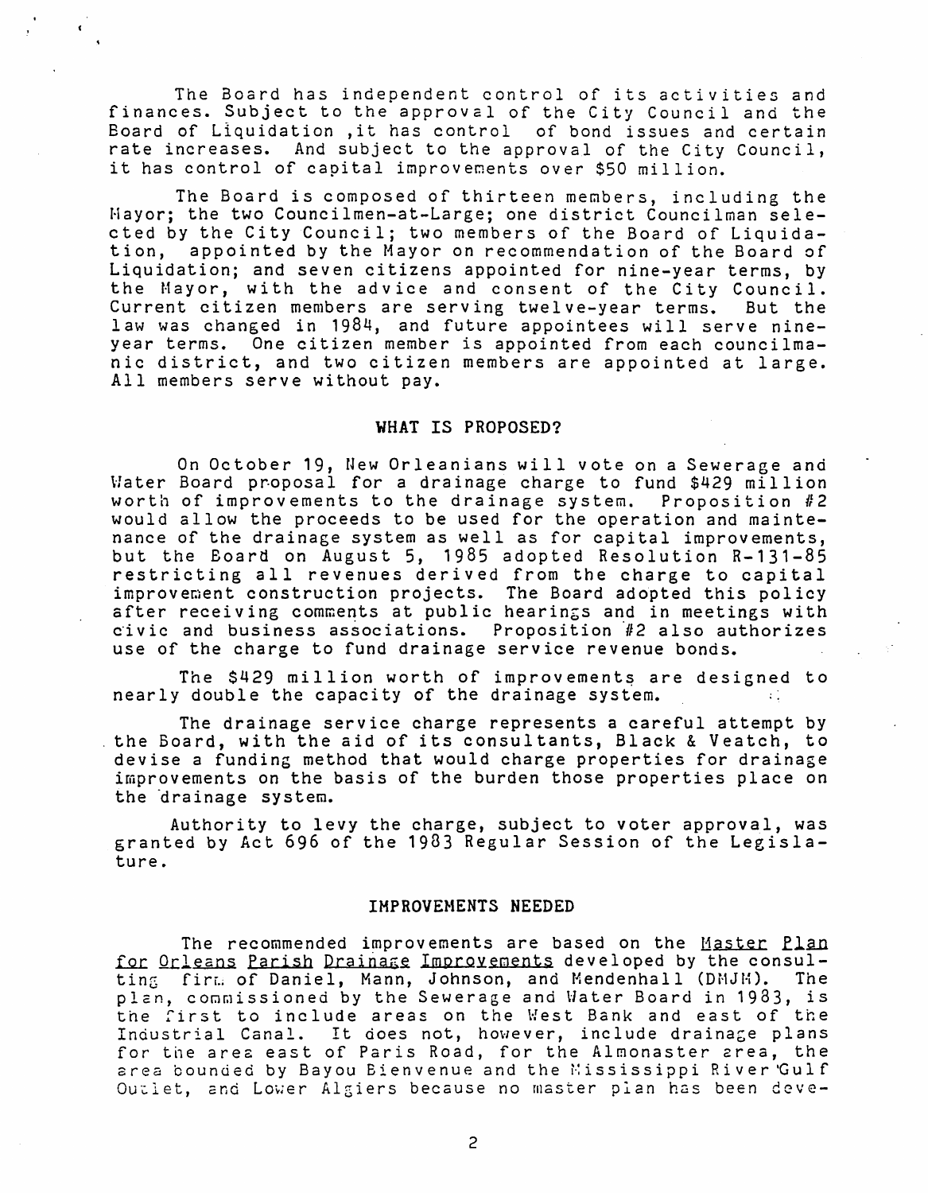The Board has independent control of its activities and finances. Subject to the approval of the City Council and the Board of Liquidation ,it has control of bond issues and certain rate increases. And subject to the approval of the City Council, it has control of capital improvements over $50 million.

The Board is composed of thirteen members, including the Mayor; the two Councilmen-at-Large; one district Councilman selected by the City Council; two members of the Board of Liquidation, appointed by the Mayor on recommendation of the Board of Liquidation; and seven citizens appointed for nine-year terms, by the Mayor, with the advice and consent of the City Council. Current citizen members are serving twelve-year terms. But the law was changed in 1984, and future appointees will serve nine-year terms. One citizen member is appointed from each councilmanic district, and two citizen members are appointed at large. All members serve without pay.

## WHAT IS PROPOSED?

On October 19, New Orleanians will vote on a Sewerage and Water Board proposal for a drainage charge to fund $429 million worth of improvements to the drainage system. Proposition #2 would allow the proceeds to be used for the operation and maintenance of the drainage system as well as for capital improvements, but the Board on August 5, 1985 adopted Resolution R-131-85 restricting all revenues derived from the charge to capital improvement construction projects. The Board adopted this policy after receiving comments at public hearings and in meetings with civic and business associations. Proposition #2 also authorizes use of the charge to fund drainage service revenue bonds.

The $429 million worth of improvements are designed to nearly double the capacity of the drainage system.

The drainage service charge represents a careful attempt by the Board, with the aid of its consultants, Black & Veatch, to devise a funding method that would charge properties for drainage improvements on the basis of the burden those properties place on the drainage system.

Authority to levy the charge, subject to voter approval, was granted by Act 696 of the 1983 Regular Session of the Legislature.

## IMPROVEMENTS NEEDED

The recommended improvements are based on the Master Plan for Orleans Parish Drainage Improvements developed by the consulting firm of Daniel, Mann, Johnson, and Mendenhall (DMJM). The plan, commissioned by the Sewerage and Water Board in 1983, is the first to include areas on the West Bank and east of the Industrial Canal. It does not, however, include drainage plans for the area east of Paris Road, for the Almonaster area, the area bounded by Bayou Bienvenue and the Mississippi River Gulf Outlet, and Lower Algiers because no master plan has been deve-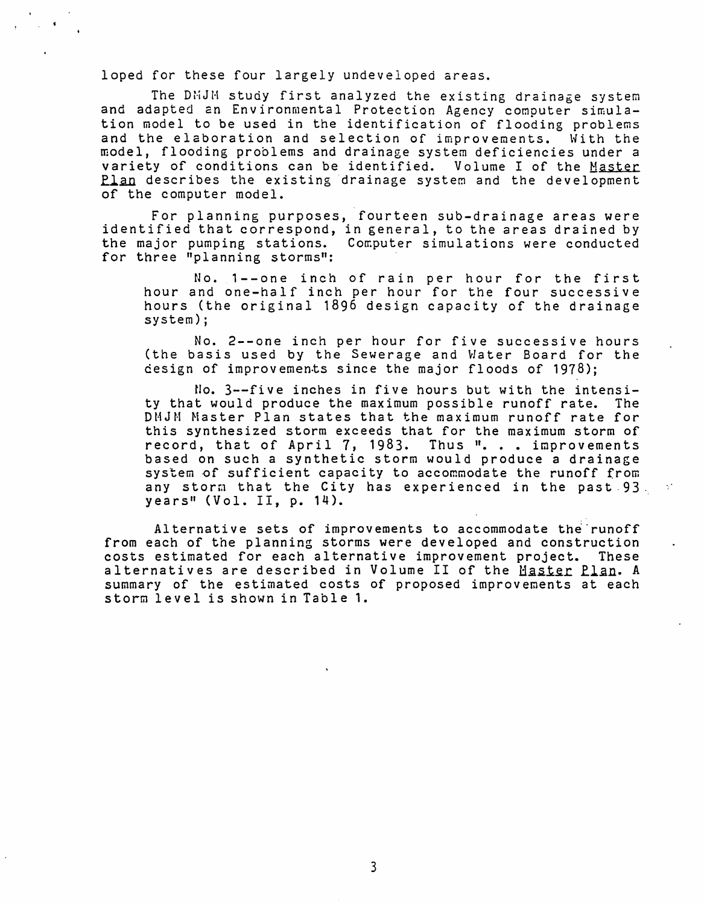loped for these four largely undeveloped areas.

The DMJM study first analyzed the existing drainage system and adapted an Environmental Protection Agency computer simulation model to be used in the identification of flooding problems and the elaboration and selection of improvements. With the model, flooding problems and drainage system deficiencies under a variety of conditions can be identified. Volume I of the Master Plan describes the existing drainage system and the development of the computer model.

For planning purposes, fourteen sub-drainage areas were identified that correspond, in general, to the areas drained by the major pumping stations. Computer simulations were conducted for three "planning storms":

> No. 1--one inch of rain per hour for the first hour and one-half inch per hour for the four successive hours (the original 1896 design capacity of the drainage system);
>
> No. 2--one inch per hour for five successive hours (the basis used by the Sewerage and Water Board for the design of improvements since the major floods of 1978);
>
> No. 3--five inches in five hours but with the intensity that would produce the maximum possible runoff rate. The DMJM Master Plan states that the maximum runoff rate for this synthesized storm exceeds that for the maximum storm of record, that of April 7, 1983. Thus ". . . improvements based on such a synthetic storm would produce a drainage system of sufficient capacity to accommodate the runoff from any storm that the City has experienced in the past 93 years" (Vol. II, p. 14).

Alternative sets of improvements to accommodate the runoff from each of the planning storms were developed and construction costs estimated for each alternative improvement project. These alternatives are described in Volume II of the Master Plan. A summary of the estimated costs of proposed improvements at each storm level is shown in Table 1.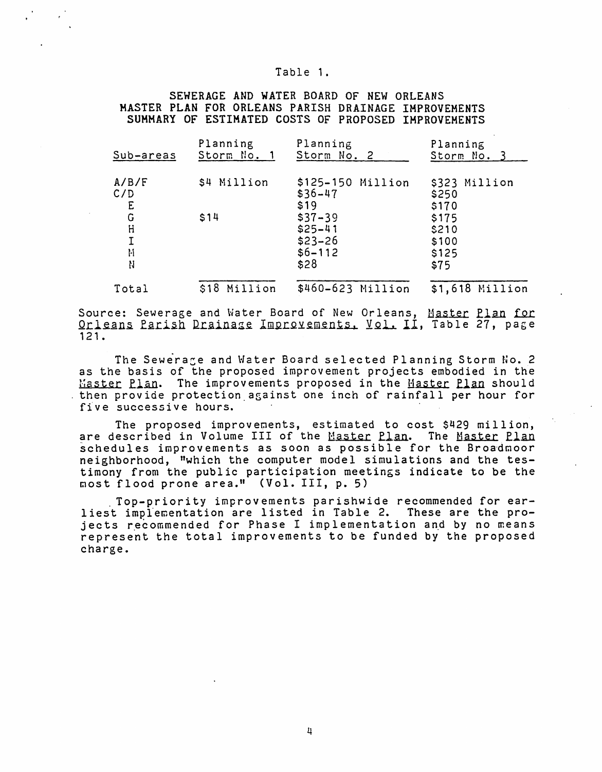Table 1.

SEWERAGE AND WATER BOARD OF NEW ORLEANS
MASTER PLAN FOR ORLEANS PARISH DRAINAGE IMPROVEMENTS
SUMMARY OF ESTIMATED COSTS OF PROPOSED IMPROVEMENTS

| Sub-areas | Planning Storm No. 1 | Planning Storm No. 2 | Planning Storm No. 3 |
|---|---|---|---|
| A/B/F | $4 Million | $125-150 Million | $323 Million |
| C/D | | $36-47 | $250 |
| E | | $19 | $170 |
| G | $14 | $37-39 | $175 |
| H | | $25-41 | $210 |
| I | | $23-26 | $100 |
| M | | $6-112 | $125 |
| N | | $28 | $75 |
| Total | $18 Million | $460-623 Million | $1,618 Million |

Source: Sewerage and Water Board of New Orleans, Master Plan for Orleans Parish Drainage Improvements, Vol. II, Table 27, page 121.

The Sewerage and Water Board selected Planning Storm No. 2 as the basis of the proposed improvement projects embodied in the Master Plan. The improvements proposed in the Master Plan should then provide protection against one inch of rainfall per hour for five successive hours.

The proposed improvements, estimated to cost $429 million, are described in Volume III of the Master Plan. The Master Plan schedules improvements as soon as possible for the Broadmoor neighborhood, "which the computer model simulations and the testimony from the public participation meetings indicate to be the most flood prone area." (Vol. III, p. 5)

Top-priority improvements parishwide recommended for earliest implementation are listed in Table 2. These are the projects recommended for Phase I implementation and by no means represent the total improvements to be funded by the proposed charge.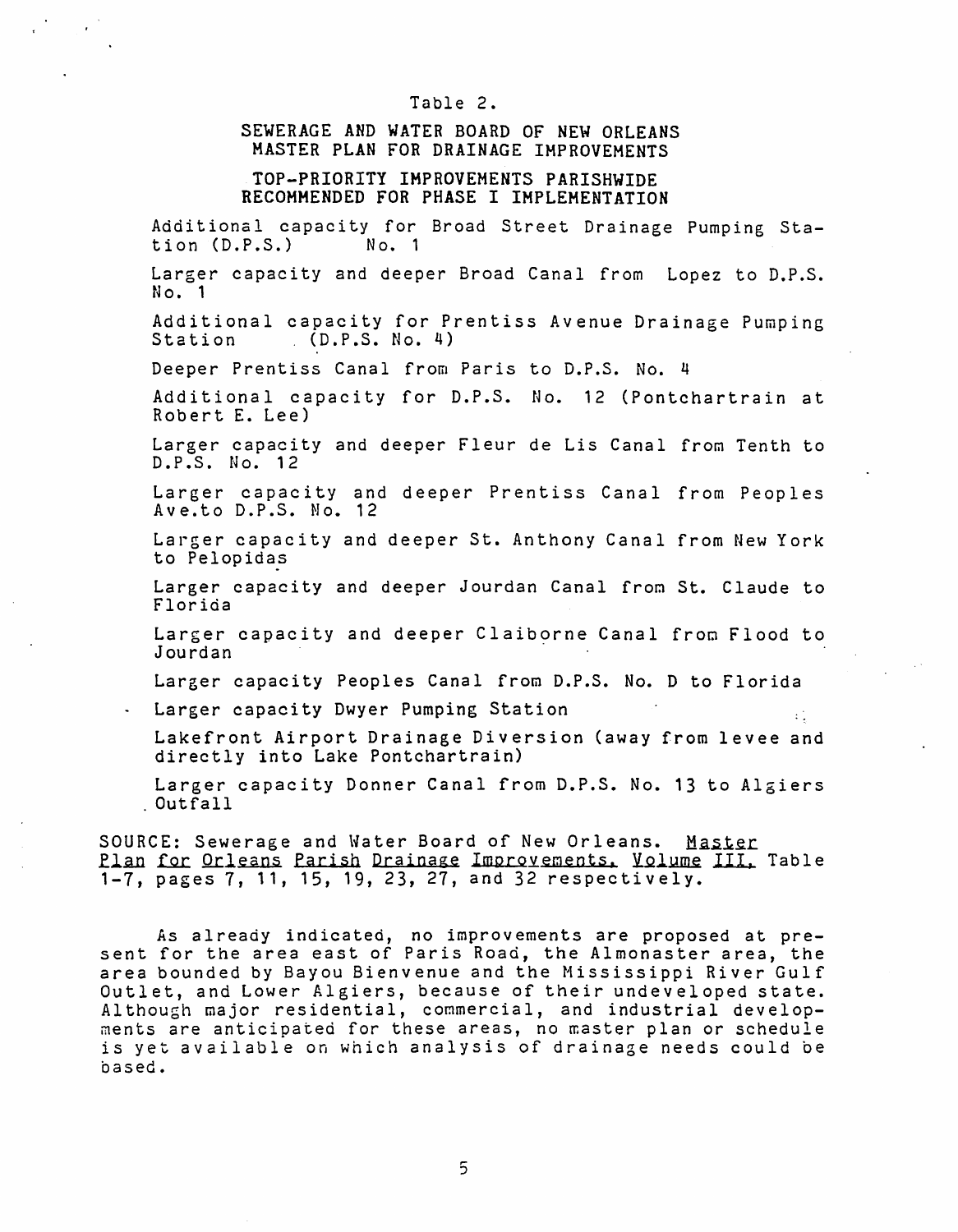Table 2.

SEWERAGE AND WATER BOARD OF NEW ORLEANS
MASTER PLAN FOR DRAINAGE IMPROVEMENTS

TOP-PRIORITY IMPROVEMENTS PARISHWIDE
RECOMMENDED FOR PHASE I IMPLEMENTATION

Additional capacity for Broad Street Drainage Pumping Station (D.P.S.) No. 1

Larger capacity and deeper Broad Canal from Lopez to D.P.S. No. 1

Additional capacity for Prentiss Avenue Drainage Pumping Station (D.P.S. No. 4)

Deeper Prentiss Canal from Paris to D.P.S. No. 4

Additional capacity for D.P.S. No. 12 (Pontchartrain at Robert E. Lee)

Larger capacity and deeper Fleur de Lis Canal from Tenth to D.P.S. No. 12

Larger capacity and deeper Prentiss Canal from Peoples Ave.to D.P.S. No. 12

Larger capacity and deeper St. Anthony Canal from New York to Pelopidas

Larger capacity and deeper Jourdan Canal from St. Claude to Florida

Larger capacity and deeper Claiborne Canal from Flood to Jourdan

Larger capacity Peoples Canal from D.P.S. No. D to Florida

Larger capacity Dwyer Pumping Station

Lakefront Airport Drainage Diversion (away from levee and directly into Lake Pontchartrain)

Larger capacity Donner Canal from D.P.S. No. 13 to Algiers Outfall

SOURCE: Sewerage and Water Board of New Orleans. Master Plan for Orleans Parish Drainage Improvements, Volume III, Table 1-7, pages 7, 11, 15, 19, 23, 27, and 32 respectively.

As already indicated, no improvements are proposed at present for the area east of Paris Road, the Almonaster area, the area bounded by Bayou Bienvenue and the Mississippi River Gulf Outlet, and Lower Algiers, because of their undeveloped state. Although major residential, commercial, and industrial developments are anticipated for these areas, no master plan or schedule is yet available on which analysis of drainage needs could be based.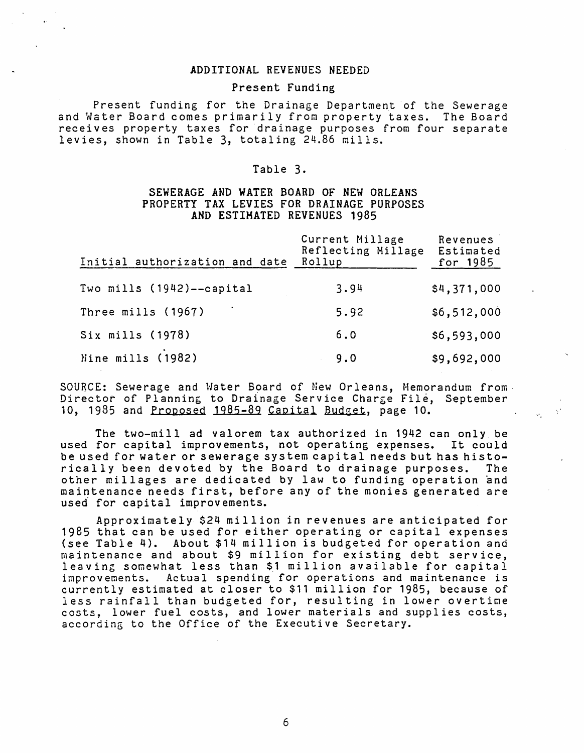## ADDITIONAL REVENUES NEEDED

### Present Funding

Present funding for the Drainage Department of the Sewerage and Water Board comes primarily from property taxes. The Board receives property taxes for drainage purposes from four separate levies, shown in Table 3, totaling 24.86 mills.

Table 3.

SEWERAGE AND WATER BOARD OF NEW ORLEANS
PROPERTY TAX LEVIES FOR DRAINAGE PURPOSES
AND ESTIMATED REVENUES 1985

| Initial authorization and date | Current Millage Reflecting Millage Rollup | Revenues Estimated for 1985 |
|---|---|---|
| Two mills (1942)--capital | 3.94 | $4,371,000 |
| Three mills (1967) | 5.92 | $6,512,000 |
| Six mills (1978) | 6.0 | $6,593,000 |
| Nine mills (1982) | 9.0 | $9,692,000 |

SOURCE: Sewerage and Water Board of New Orleans, Memorandum from Director of Planning to Drainage Service Charge File, September 10, 1985 and Proposed 1985-89 Capital Budget, page 10.

The two-mill ad valorem tax authorized in 1942 can only be used for capital improvements, not operating expenses. It could be used for water or sewerage system capital needs but has historically been devoted by the Board to drainage purposes. The other millages are dedicated by law to funding operation and maintenance needs first, before any of the monies generated are used for capital improvements.

Approximately $24 million in revenues are anticipated for 1985 that can be used for either operating or capital expenses (see Table 4). About $14 million is budgeted for operation and maintenance and about $9 million for existing debt service, leaving somewhat less than $1 million available for capital improvements. Actual spending for operations and maintenance is currently estimated at closer to $11 million for 1985, because of less rainfall than budgeted for, resulting in lower overtime costs, lower fuel costs, and lower materials and supplies costs, according to the Office of the Executive Secretary.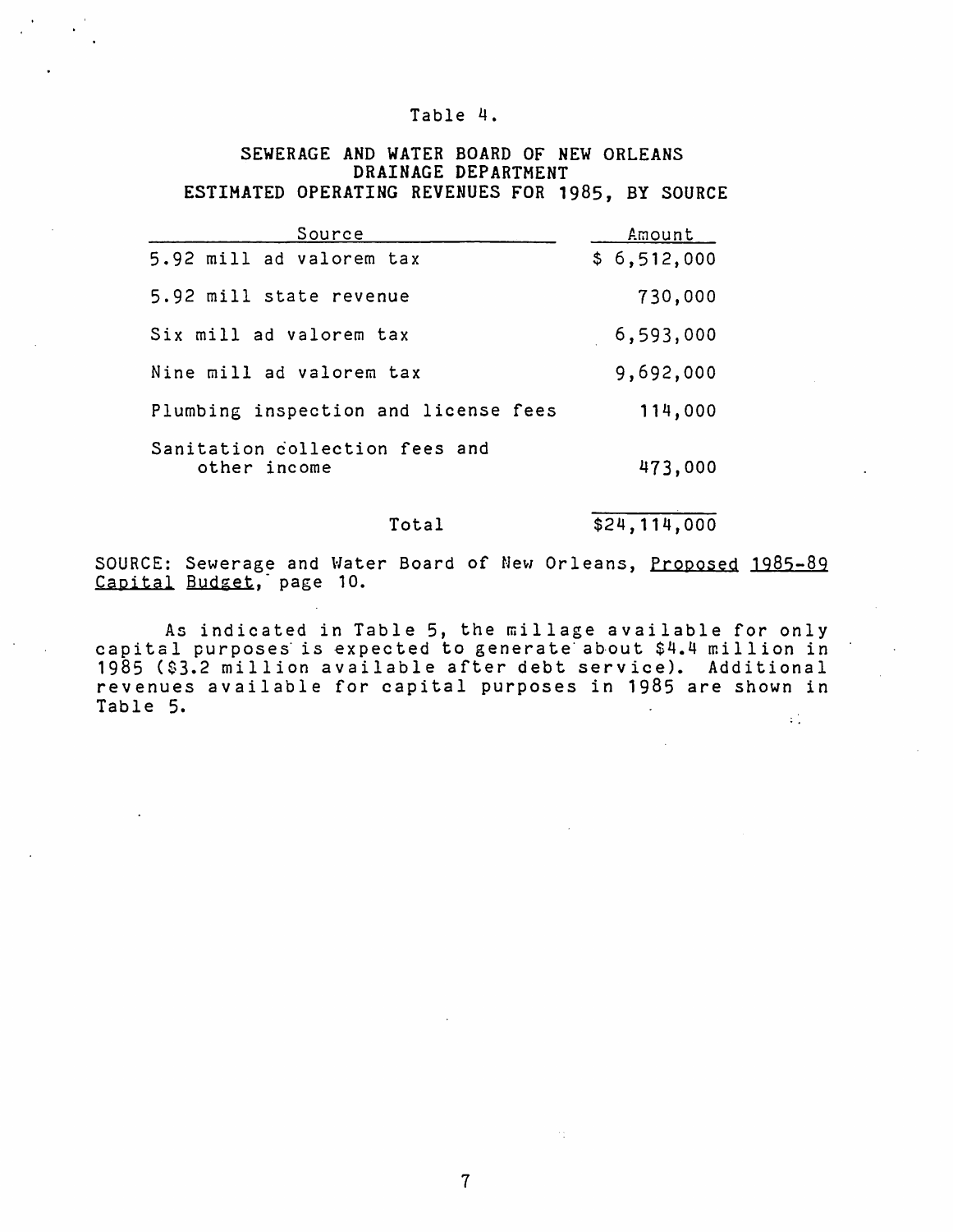Table 4.

SEWERAGE AND WATER BOARD OF NEW ORLEANS
DRAINAGE DEPARTMENT
ESTIMATED OPERATING REVENUES FOR 1985, BY SOURCE

| Source | Amount |
|---|---|
| 5.92 mill ad valorem tax | $ 6,512,000 |
| 5.92 mill state revenue | 730,000 |
| Six mill ad valorem tax | 6,593,000 |
| Nine mill ad valorem tax | 9,692,000 |
| Plumbing inspection and license fees | 114,000 |
| Sanitation collection fees and other income | 473,000 |
| Total | $24,114,000 |

SOURCE: Sewerage and Water Board of New Orleans, Proposed 1985-89 Capital Budget, page 10.

As indicated in Table 5, the millage available for only capital purposes is expected to generate about $4.4 million in 1985 ($3.2 million available after debt service). Additional revenues available for capital purposes in 1985 are shown in Table 5.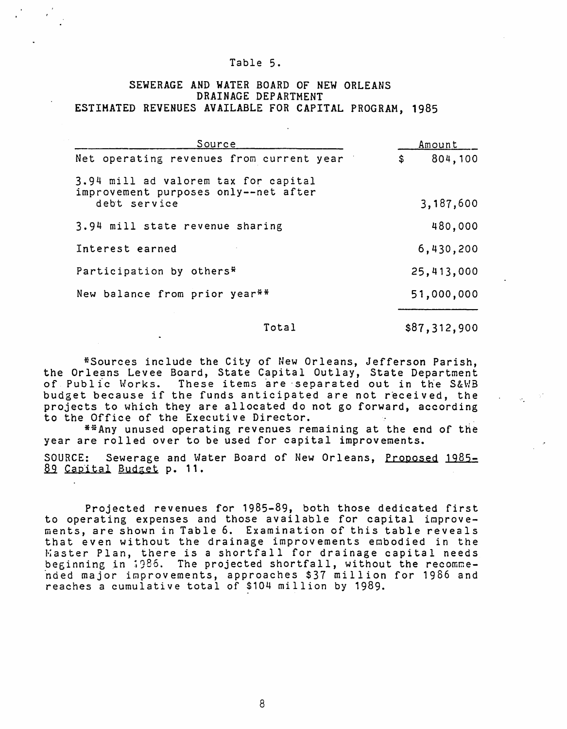Table 5.

SEWERAGE AND WATER BOARD OF NEW ORLEANS
DRAINAGE DEPARTMENT
ESTIMATED REVENUES AVAILABLE FOR CAPITAL PROGRAM, 1985

| Source | Amount |
|---|---|
| Net operating revenues from current year | $ 804,100 |
| 3.94 mill ad valorem tax for capital improvement purposes only--net after debt service | 3,187,600 |
| 3.94 mill state revenue sharing | 480,000 |
| Interest earned | 6,430,200 |
| Participation by others* | 25,413,000 |
| New balance from prior year** | 51,000,000 |
| Total | $87,312,900 |

*Sources include the City of New Orleans, Jefferson Parish, the Orleans Levee Board, State Capital Outlay, State Department of Public Works. These items are separated out in the S&WB budget because if the funds anticipated are not received, the projects to which they are allocated do not go forward, according to the Office of the Executive Director.

**Any unused operating revenues remaining at the end of the year are rolled over to be used for capital improvements.

SOURCE: Sewerage and Water Board of New Orleans, Proposed 1985-89 Capital Budget p. 11.

Projected revenues for 1985-89, both those dedicated first to operating expenses and those available for capital improvements, are shown in Table 6. Examination of this table reveals that even without the drainage improvements embodied in the Master Plan, there is a shortfall for drainage capital needs beginning in 1986. The projected shortfall, without the recommended major improvements, approaches $37 million for 1986 and reaches a cumulative total of $104 million by 1989.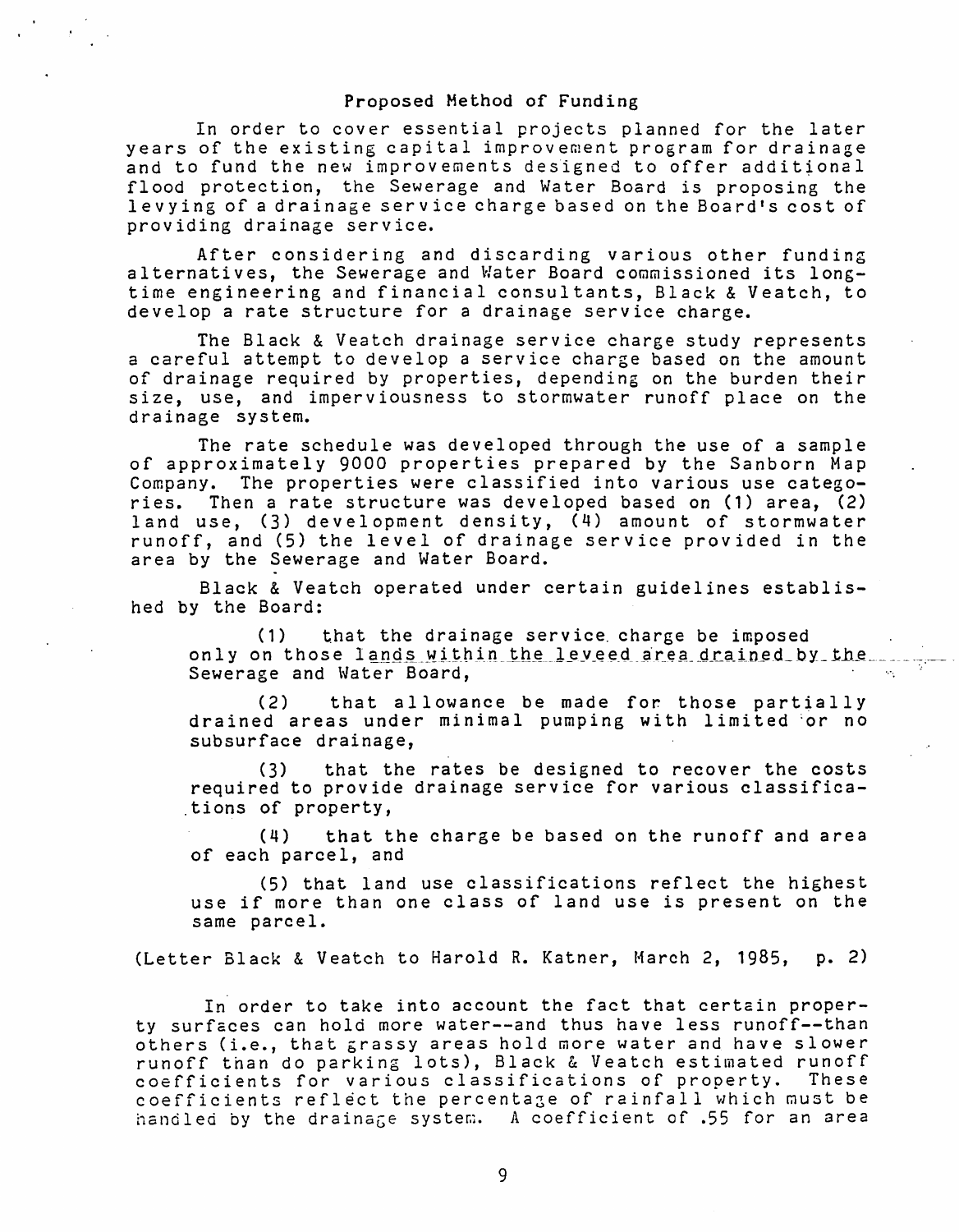## Proposed Method of Funding

In order to cover essential projects planned for the later years of the existing capital improvement program for drainage and to fund the new improvements designed to offer additional flood protection, the Sewerage and Water Board is proposing the levying of a drainage service charge based on the Board's cost of providing drainage service.

After considering and discarding various other funding alternatives, the Sewerage and Water Board commissioned its long-time engineering and financial consultants, Black & Veatch, to develop a rate structure for a drainage service charge.

The Black & Veatch drainage service charge study represents a careful attempt to develop a service charge based on the amount of drainage required by properties, depending on the burden their size, use, and imperviousness to stormwater runoff place on the drainage system.

The rate schedule was developed through the use of a sample of approximately 9000 properties prepared by the Sanborn Map Company. The properties were classified into various use categories. Then a rate structure was developed based on (1) area, (2) land use, (3) development density, (4) amount of stormwater runoff, and (5) the level of drainage service provided in the area by the Sewerage and Water Board.

Black & Veatch operated under certain guidelines established by the Board:

> (1) that the drainage service charge be imposed only on those lands within the leveed area drained by the Sewerage and Water Board,
>
> (2) that allowance be made for those partially drained areas under minimal pumping with limited or no subsurface drainage,
>
> (3) that the rates be designed to recover the costs required to provide drainage service for various classifications of property,
>
> (4) that the charge be based on the runoff and area of each parcel, and
>
> (5) that land use classifications reflect the highest use if more than one class of land use is present on the same parcel.

(Letter Black & Veatch to Harold R. Katner, March 2, 1985, p. 2)

In order to take into account the fact that certain property surfaces can hold more water--and thus have less runoff--than others (i.e., that grassy areas hold more water and have slower runoff than do parking lots), Black & Veatch estimated runoff coefficients for various classifications of property. These coefficients reflect the percentage of rainfall which must be handled by the drainage system. A coefficient of .55 for an area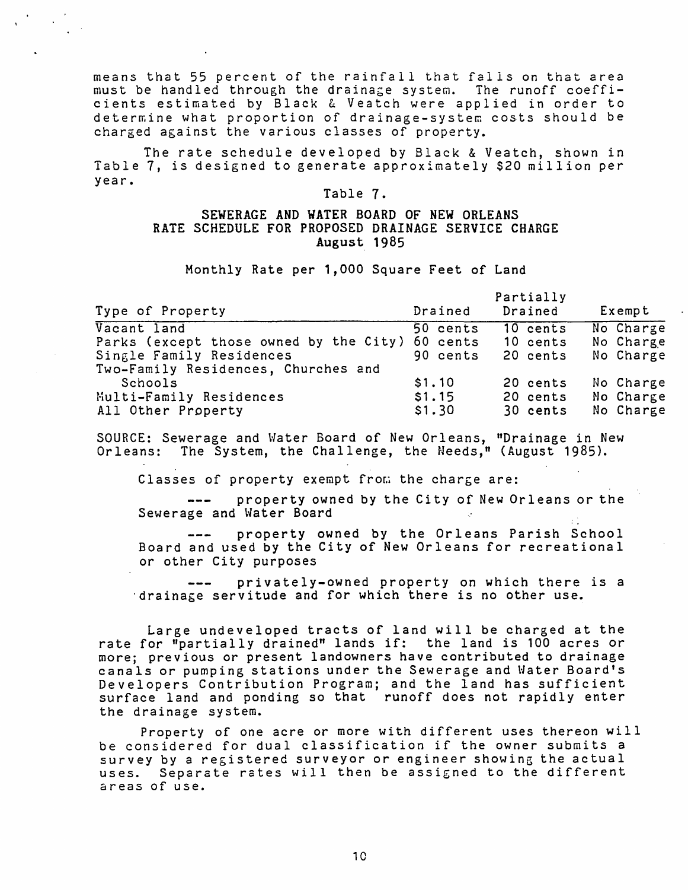means that 55 percent of the rainfall that falls on that area must be handled through the drainage system. The runoff coefficients estimated by Black & Veatch were applied in order to determine what proportion of drainage-system costs should be charged against the various classes of property.

The rate schedule developed by Black & Veatch, shown in Table 7, is designed to generate approximately $20 million per year.

Table 7.

**SEWERAGE AND WATER BOARD OF NEW ORLEANS**
**RATE SCHEDULE FOR PROPOSED DRAINAGE SERVICE CHARGE**
**August 1985**

Monthly Rate per 1,000 Square Feet of Land

| Type of Property | Drained | Partially Drained | Exempt |
|---|---|---|---|
| Vacant land | 50 cents | 10 cents | No Charge |
| Parks (except those owned by the City) | 60 cents | 10 cents | No Charge |
| Single Family Residences | 90 cents | 20 cents | No Charge |
| Two-Family Residences, Churches and Schools | $1.10 | 20 cents | No Charge |
| Multi-Family Residences | $1.15 | 20 cents | No Charge |
| All Other Property | $1.30 | 30 cents | No Charge |

SOURCE: Sewerage and Water Board of New Orleans, "Drainage in New Orleans: The System, the Challenge, the Needs," (August 1985).

Classes of property exempt from the charge are:

--- property owned by the City of New Orleans or the Sewerage and Water Board

--- property owned by the Orleans Parish School Board and used by the City of New Orleans for recreational or other City purposes

--- privately-owned property on which there is a drainage servitude and for which there is no other use.

Large undeveloped tracts of land will be charged at the rate for "partially drained" lands if: the land is 100 acres or more; previous or present landowners have contributed to drainage canals or pumping stations under the Sewerage and Water Board's Developers Contribution Program; and the land has sufficient surface land and ponding so that runoff does not rapidly enter the drainage system.

Property of one acre or more with different uses thereon will be considered for dual classification if the owner submits a survey by a registered surveyor or engineer showing the actual uses. Separate rates will then be assigned to the different areas of use.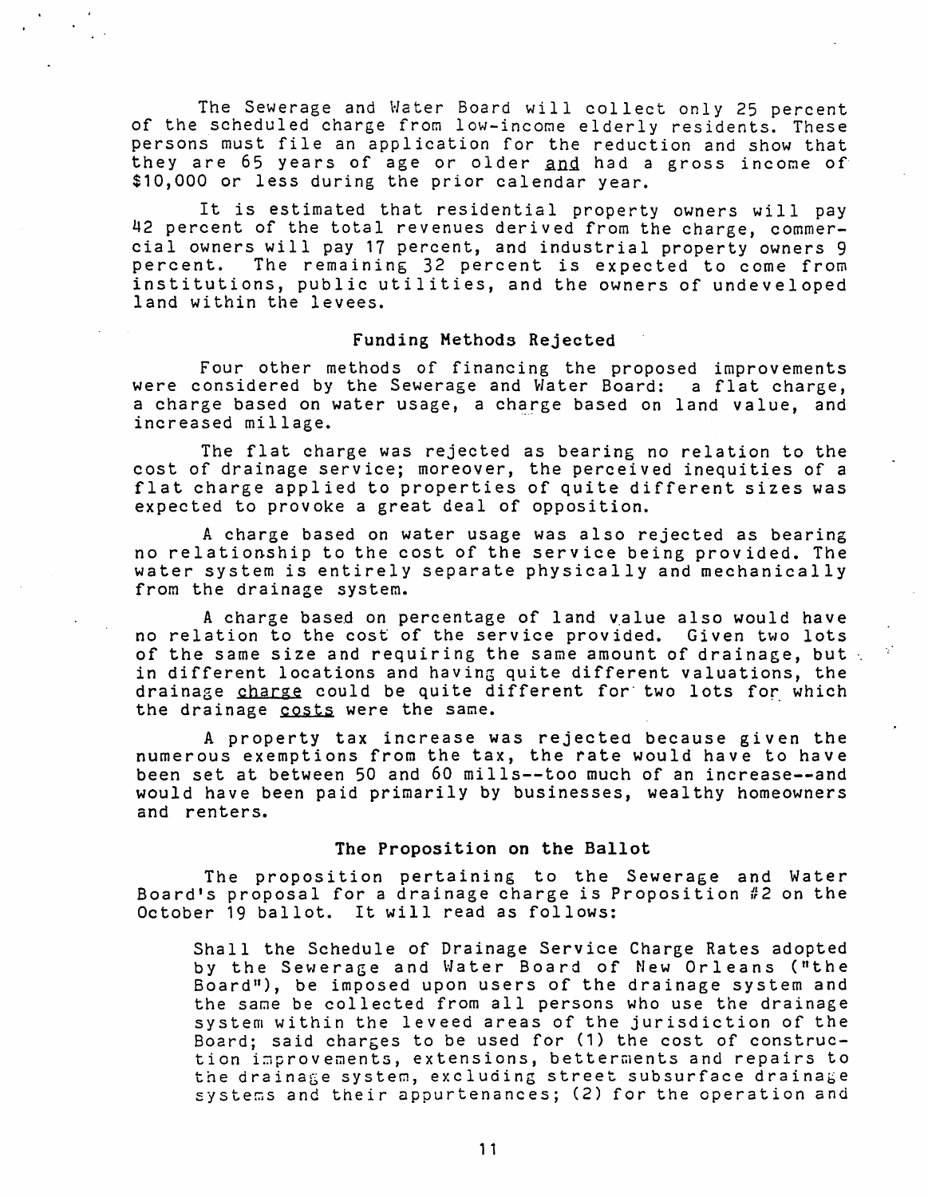The Sewerage and Water Board will collect only 25 percent of the scheduled charge from low-income elderly residents. These persons must file an application for the reduction and show that they are 65 years of age or older <u>and</u> had a gross income of $10,000 or less during the prior calendar year.

It is estimated that residential property owners will pay 42 percent of the total revenues derived from the charge, commercial owners will pay 17 percent, and industrial property owners 9 percent. The remaining 32 percent is expected to come from institutions, public utilities, and the owners of undeveloped land within the levees.

### Funding Methods Rejected

Four other methods of financing the proposed improvements were considered by the Sewerage and Water Board: a flat charge, a charge based on water usage, a charge based on land value, and increased millage.

The flat charge was rejected as bearing no relation to the cost of drainage service; moreover, the perceived inequities of a flat charge applied to properties of quite different sizes was expected to provoke a great deal of opposition.

A charge based on water usage was also rejected as bearing no relationship to the cost of the service being provided. The water system is entirely separate physically and mechanically from the drainage system.

A charge based on percentage of land value also would have no relation to the cost of the service provided. Given two lots of the same size and requiring the same amount of drainage, but in different locations and having quite different valuations, the drainage <u>charge</u> could be quite different for two lots for which the drainage <u>costs</u> were the same.

A property tax increase was rejected because given the numerous exemptions from the tax, the rate would have to have been set at between 50 and 60 mills--too much of an increase--and would have been paid primarily by businesses, wealthy homeowners and renters.

### The Proposition on the Ballot

The proposition pertaining to the Sewerage and Water Board's proposal for a drainage charge is Proposition #2 on the October 19 ballot. It will read as follows:

> Shall the Schedule of Drainage Service Charge Rates adopted by the Sewerage and Water Board of New Orleans ("the Board"), be imposed upon users of the drainage system and the same be collected from all persons who use the drainage system within the leveed areas of the jurisdiction of the Board; said charges to be used for (1) the cost of construction improvements, extensions, betterments and repairs to the drainage system, excluding street subsurface drainage systems and their appurtenances; (2) for the operation and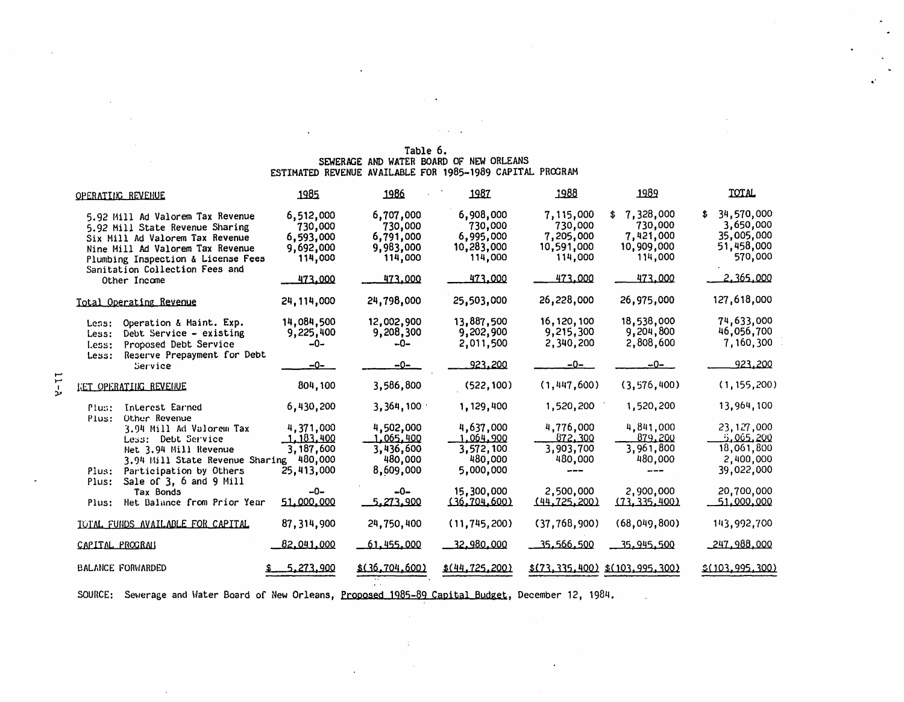Table 6.
SEWERAGE AND WATER BOARD OF NEW ORLEANS
ESTIMATED REVENUE AVAILABLE FOR 1985-1989 CAPITAL PROGRAM

| OPERATING REVENUE | 1985 | 1986 | 1987 | 1988 | 1989 | TOTAL |
|---|---|---|---|---|---|---|
| 5.92 Mill Ad Valorem Tax Revenue | 6,512,000 | 6,707,000 | 6,908,000 | 7,115,000 | $ 7,328,000 | $ 34,570,000 |
| 5.92 Mill State Revenue Sharing | 730,000 | 730,000 | 730,000 | 730,000 | 730,000 | 3,650,000 |
| Six Mill Ad Valorem Tax Revenue | 6,593,000 | 6,791,000 | 6,995,000 | 7,205,000 | 7,421,000 | 35,005,000 |
| Nine Mill Ad Valorem Tax Revenue | 9,692,000 | 9,983,000 | 10,283,000 | 10,591,000 | 10,909,000 | 51,458,000 |
| Plumbing Inspection & License Fees | 114,000 | 114,000 | 114,000 | 114,000 | 114,000 | 570,000 |
| Sanitation Collection Fees and Other Income | 473,000 | 473,000 | 473,000 | 473,000 | 473,000 | 2,365,000 |
| Total Operating Revenue | 24,114,000 | 24,798,000 | 25,503,000 | 26,228,000 | 26,975,000 | 127,618,000 |
| Less: Operation & Maint. Exp. | 14,084,500 | 12,002,900 | 13,887,500 | 16,120,100 | 18,538,000 | 74,633,000 |
| Less: Debt Service - existing | 9,225,400 | 9,208,300 | 9,202,900 | 9,215,300 | 9,204,800 | 46,056,700 |
| Less: Proposed Debt Service | -0- | -0- | 2,011,500 | 2,340,200 | 2,808,600 | 7,160,300 |
| Less: Reserve Prepayment for Debt Service | -0- | -0- | 923,200 | -0- | -0- | 923,200 |
| NET OPERATING REVENUE | 804,100 | 3,586,800 | (522,100) | (1,447,600) | (3,576,400) | (1,155,200) |
| Plus: Interest Earned | 6,430,200 | 3,364,100 | 1,129,400 | 1,520,200 | 1,520,200 | 13,964,100 |
| Plus: Other Revenue | | | | | | |
| 3.94 Mill Ad Valorem Tax | 4,371,000 | 4,502,000 | 4,637,000 | 4,776,000 | 4,841,000 | 23,127,000 |
| Less: Debt Service | 1,183,400 | 1,065,400 | 1,064,900 | 872,300 | 879,200 | 5,065,200 |
| Net 3.94 Mill Revenue | 3,187,600 | 3,436,600 | 3,572,100 | 3,903,700 | 3,961,800 | 18,061,800 |
| 3.94 Mill State Revenue Sharing | 480,000 | 480,000 | 480,000 | 480,000 | 480,000 | 2,400,000 |
| Plus: Participation by Others | 25,413,000 | 8,609,000 | 5,000,000 | --- | --- | 39,022,000 |
| Plus: Sale of 3, 6 and 9 Mill Tax Bonds | -0- | -0- | 15,300,000 | 2,500,000 | 2,900,000 | 20,700,000 |
| Plus: Net Balance from Prior Year | 51,000,000 | 5,273,900 | (36,704,600) | (44,725,200) | (73,335,400) | 51,000,000 |
| TOTAL FUNDS AVAILABLE FOR CAPITAL | 87,314,900 | 24,750,400 | (11,745,200) | (37,768,900) | (68,049,800) | 143,992,700 |
| CAPITAL PROGRAM | 82,041,000 | 61,455,000 | 32,980,000 | 35,566,500 | 35,945,500 | 247,988,000 |
| BALANCE FORWARDED | $ 5,273,900 | $(36,704,600) | $(44,725,200) | $(73,335,400) | $(103,995,300) | $(103,995,300) |

SOURCE: Sewerage and Water Board of New Orleans, Proposed 1985-89 Capital Budget, December 12, 1984.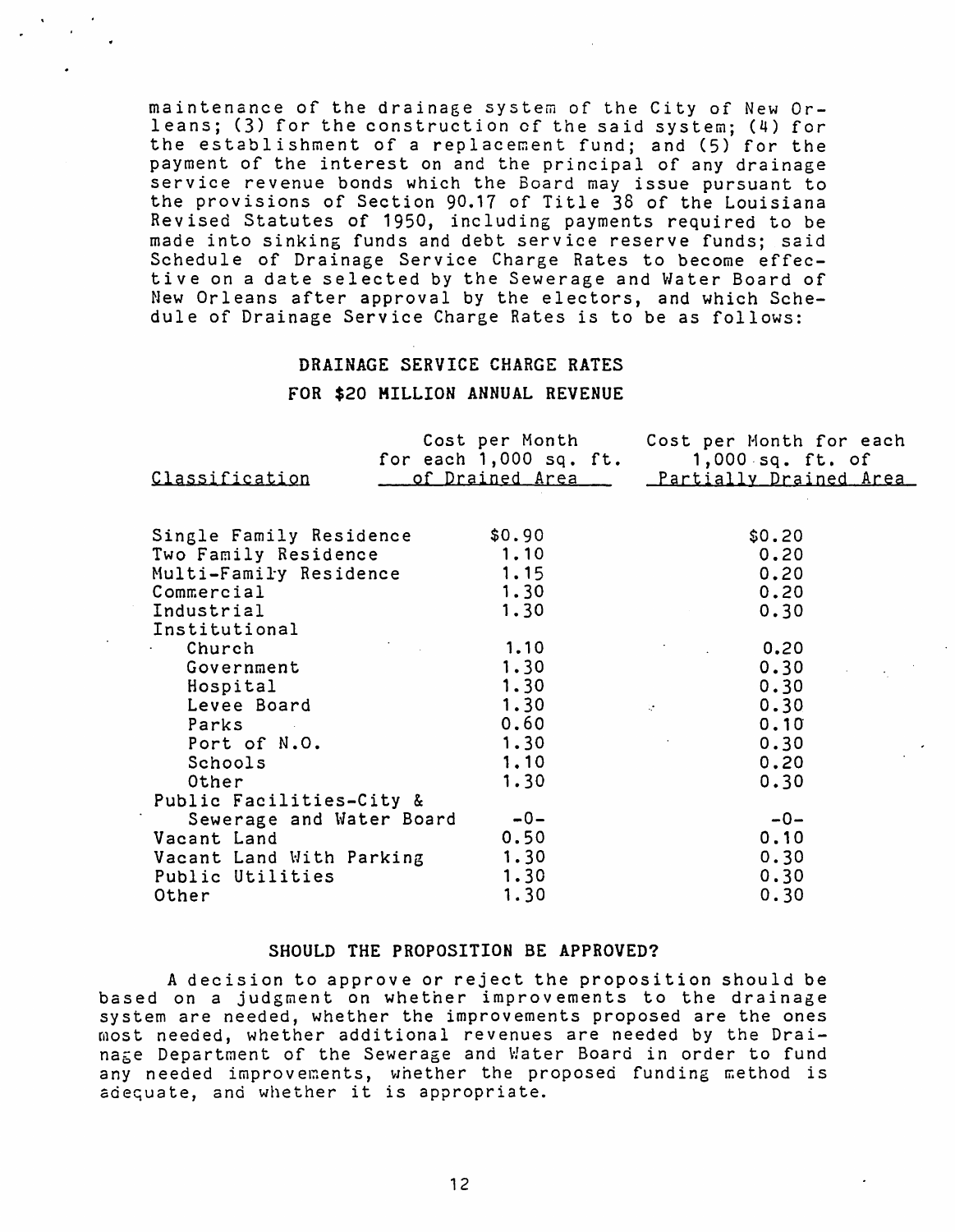maintenance of the drainage system of the City of New Orleans; (3) for the construction of the said system; (4) for the establishment of a replacement fund; and (5) for the payment of the interest on and the principal of any drainage service revenue bonds which the Board may issue pursuant to the provisions of Section 90.17 of Title 38 of the Louisiana Revised Statutes of 1950, including payments required to be made into sinking funds and debt service reserve funds; said Schedule of Drainage Service Charge Rates to become effective on a date selected by the Sewerage and Water Board of New Orleans after approval by the electors, and which Schedule of Drainage Service Charge Rates is to be as follows:

### DRAINAGE SERVICE CHARGE RATES
### FOR $20 MILLION ANNUAL REVENUE

| Classification | Cost per Month for each 1,000 sq. ft. of Drained Area | Cost per Month for each 1,000 sq. ft. of Partially Drained Area |
|---|---|---|
| Single Family Residence | $0.90 | $0.20 |
| Two Family Residence | 1.10 | 0.20 |
| Multi-Family Residence | 1.15 | 0.20 |
| Commercial | 1.30 | 0.20 |
| Industrial | 1.30 | 0.30 |
| Institutional | | |
| Church | 1.10 | 0.20 |
| Government | 1.30 | 0.30 |
| Hospital | 1.30 | 0.30 |
| Levee Board | 1.30 | 0.30 |
| Parks | 0.60 | 0.10 |
| Port of N.O. | 1.30 | 0.30 |
| Schools | 1.10 | 0.20 |
| Other | 1.30 | 0.30 |
| Public Facilities-City & Sewerage and Water Board | -0- | -0- |
| Vacant Land | 0.50 | 0.10 |
| Vacant Land With Parking | 1.30 | 0.30 |
| Public Utilities | 1.30 | 0.30 |
| Other | 1.30 | 0.30 |

### SHOULD THE PROPOSITION BE APPROVED?

A decision to approve or reject the proposition should be based on a judgment on whether improvements to the drainage system are needed, whether the improvements proposed are the ones most needed, whether additional revenues are needed by the Drainage Department of the Sewerage and Water Board in order to fund any needed improvements, whether the proposed funding method is adequate, and whether it is appropriate.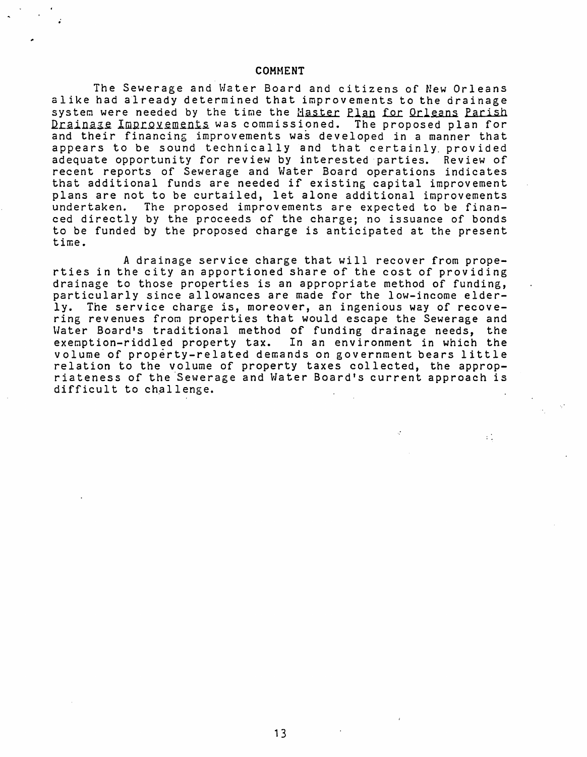## COMMENT

The Sewerage and Water Board and citizens of New Orleans alike had already determined that improvements to the drainage system were needed by the time the *Master Plan for Orleans Parish Drainage Improvements* was commissioned. The proposed plan for and their financing improvements was developed in a manner that appears to be sound technically and that certainly provided adequate opportunity for review by interested parties. Review of recent reports of Sewerage and Water Board operations indicates that additional funds are needed if existing capital improvement plans are not to be curtailed, let alone additional improvements undertaken. The proposed improvements are expected to be financed directly by the proceeds of the charge; no issuance of bonds to be funded by the proposed charge is anticipated at the present time.

A drainage service charge that will recover from properties in the city an apportioned share of the cost of providing drainage to those properties is an appropriate method of funding, particularly since allowances are made for the low-income elderly. The service charge is, moreover, an ingenious way of recovering revenues from properties that would escape the Sewerage and Water Board's traditional method of funding drainage needs, the exemption-riddled property tax. In an environment in which the volume of property-related demands on government bears little relation to the volume of property taxes collected, the appropriateness of the Sewerage and Water Board's current approach is difficult to challenge.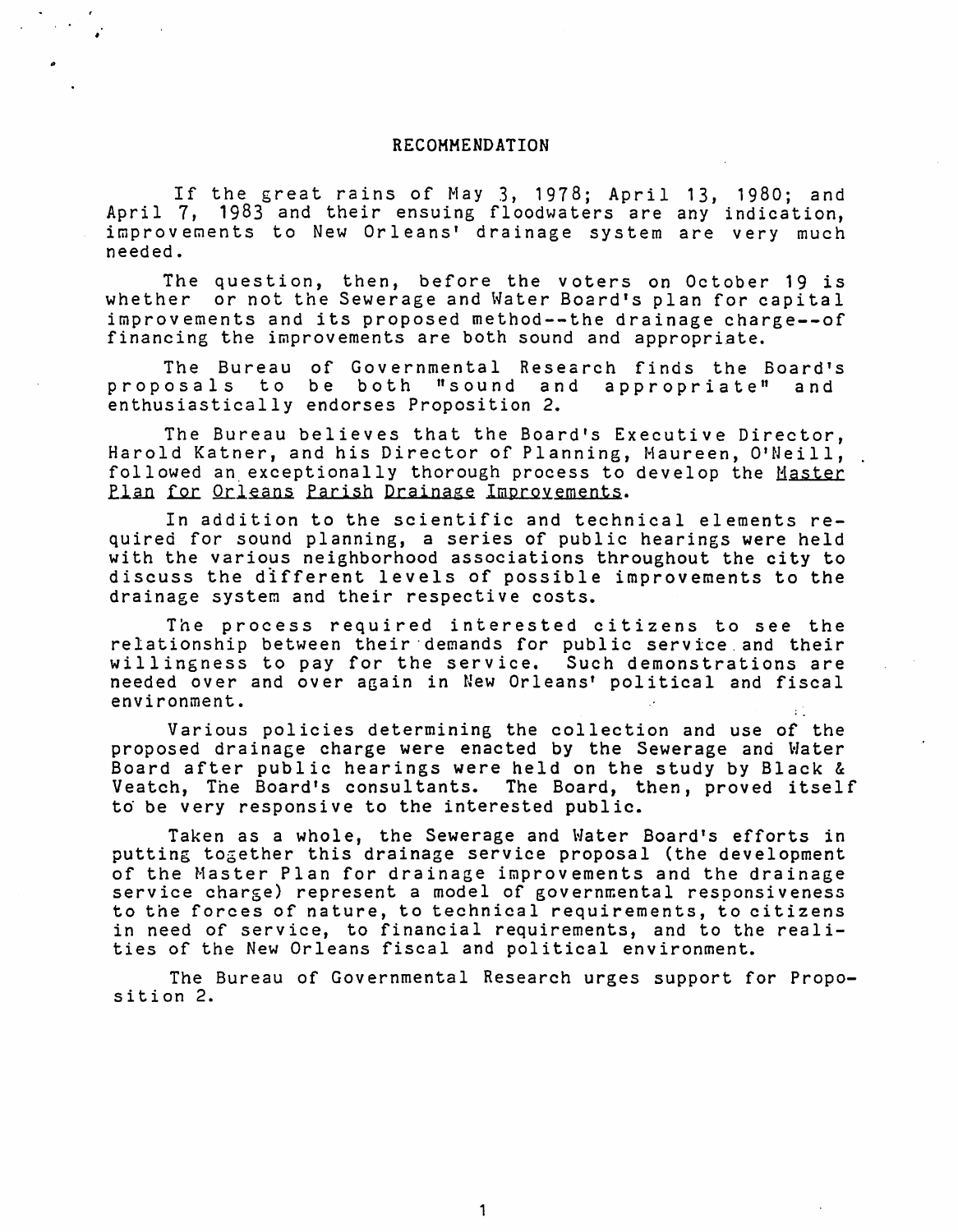## RECOMMENDATION

If the great rains of May 3, 1978; April 13, 1980; and April 7, 1983 and their ensuing floodwaters are any indication, improvements to New Orleans' drainage system are very much needed.

The question, then, before the voters on October 19 is whether or not the Sewerage and Water Board's plan for capital improvements and its proposed method--the drainage charge--of financing the improvements are both sound and appropriate.

The Bureau of Governmental Research finds the Board's proposals to be both "sound and appropriate" and enthusiastically endorses Proposition 2.

The Bureau believes that the Board's Executive Director, Harold Katner, and his Director of Planning, Maureen, O'Neill, followed an exceptionally thorough process to develop the Master Plan for Orleans Parish Drainage Improvements.

In addition to the scientific and technical elements required for sound planning, a series of public hearings were held with the various neighborhood associations throughout the city to discuss the different levels of possible improvements to the drainage system and their respective costs.

The process required interested citizens to see the relationship between their demands for public service and their willingness to pay for the service. Such demonstrations are needed over and over again in New Orleans' political and fiscal environment.

Various policies determining the collection and use of the proposed drainage charge were enacted by the Sewerage and Water Board after public hearings were held on the study by Black & Veatch, The Board's consultants. The Board, then, proved itself to be very responsive to the interested public.

Taken as a whole, the Sewerage and Water Board's efforts in putting together this drainage service proposal (the development of the Master Plan for drainage improvements and the drainage service charge) represent a model of governmental responsiveness to the forces of nature, to technical requirements, to citizens in need of service, to financial requirements, and to the realities of the New Orleans fiscal and political environment.

The Bureau of Governmental Research urges support for Proposition 2.